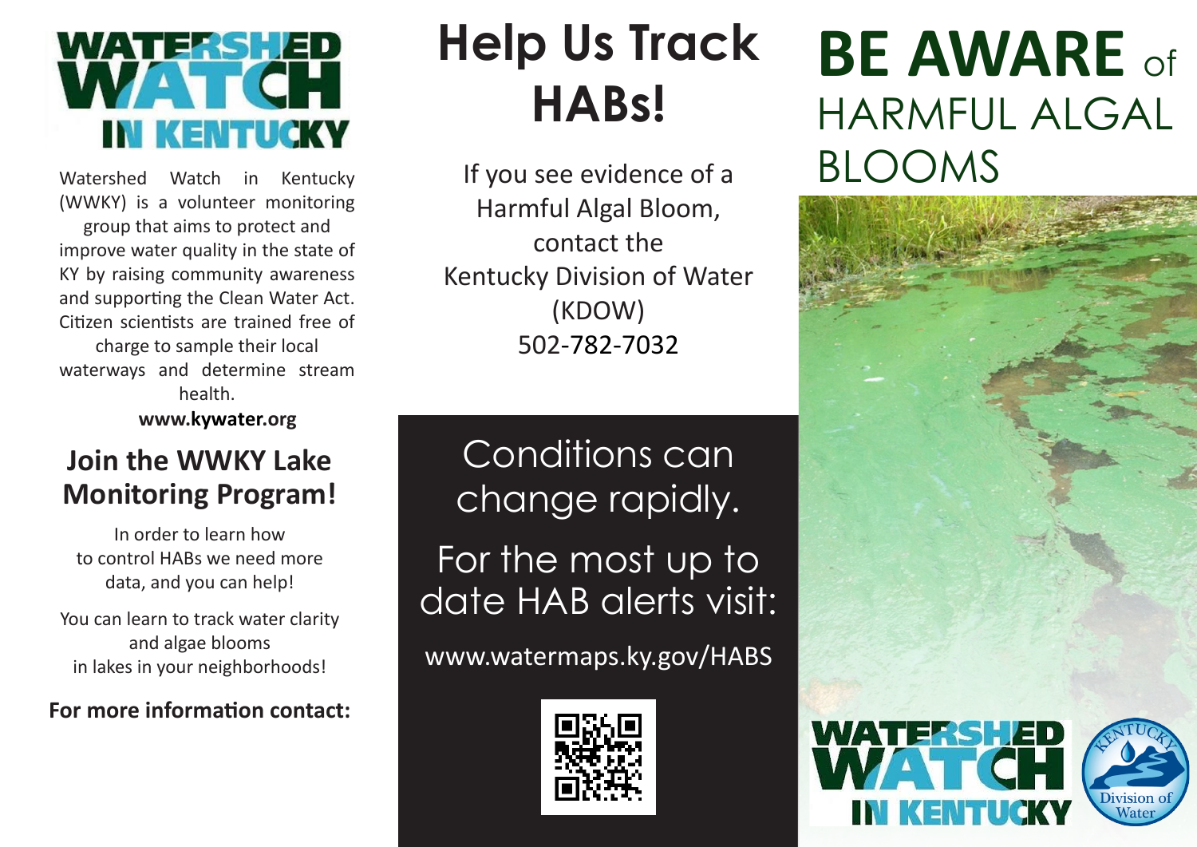# WATERSHED WATCH IN KENTUCKY

Watershed Watch in Kentucky (WWKY) is a volunteer monitoring group that aims to protect and improve water quality in the state of KY by raising community awareness and supporting the Clean Water Act. Citizen scientists are trained free of charge to sample their local waterways and determine stream health.

**www.kywater.org**

## Join the WWKY Lake Monitoring Program!

In order to learn how to control HABs we need more data, and you can help!

You can learn to track water clarity and algae blooms in lakes in your neighborhoods!

**For more information contact:**

# Help Us Track HABs!

If you see evidence of a Harmful Algal Bloom, contact the Kentucky Division of Water (KDOW) 502-782-7032

Conditions can change rapidly.

For the most up to date HAB alerts visit:

www.watermaps.ky.gov/HABS

# BE AWARE of HARMFUL ALGAL BLOOMS

WATERSHED WATCH IN KENTUCKY

KENTUCKY Division of Water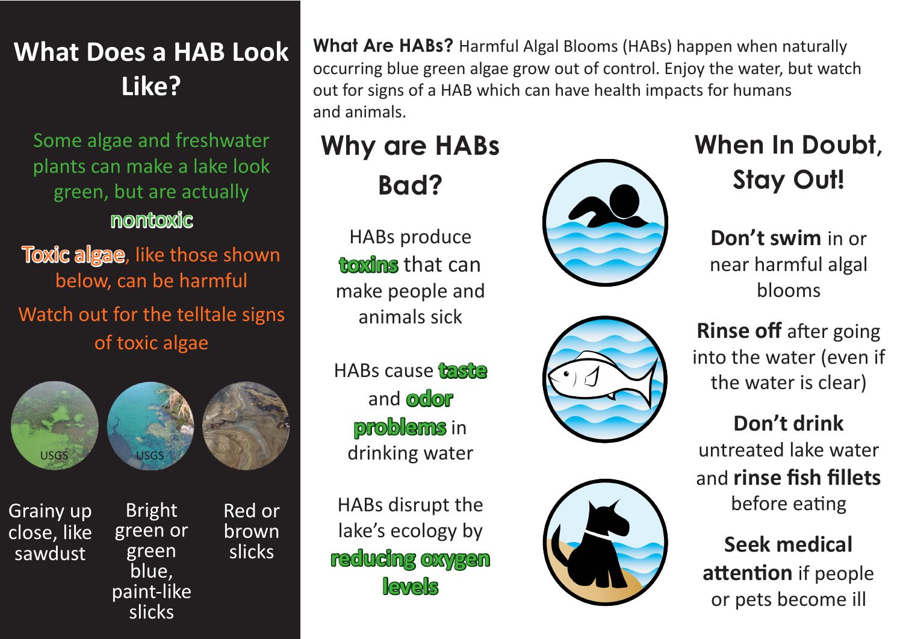## What Does a HAB Look Like?

Some algae and freshwater plants can make a lake look green, but are actually **nontoxic**

**Toxic algae**, like those shown below, can be harmful

Watch out for the telltale signs of toxic algae

USGS

USGS

Grainy up close, like sawdust

Bright green or green blue, paint-like slicks

Red or brown slicks

**What Are HABs?** Harmful Algal Blooms (HABs) happen when naturally occurring blue green algae grow out of control. Enjoy the water, but watch out for signs of a HAB which can have health impacts for humans and animals.

## Why are HABs Bad?

HABs produce **toxins** that can make people and animals sick

HABs cause **taste** and **odor problems** in drinking water

HABs disrupt the lake's ecology by **reducing oxygen levels**

## When In Doubt, Stay Out!

**Don't swim** in or near harmful algal blooms

**Rinse off** after going into the water (even if the water is clear)

**Don't drink** untreated lake water and **rinse fish fillets** before eating

**Seek medical attention** if people or pets become ill